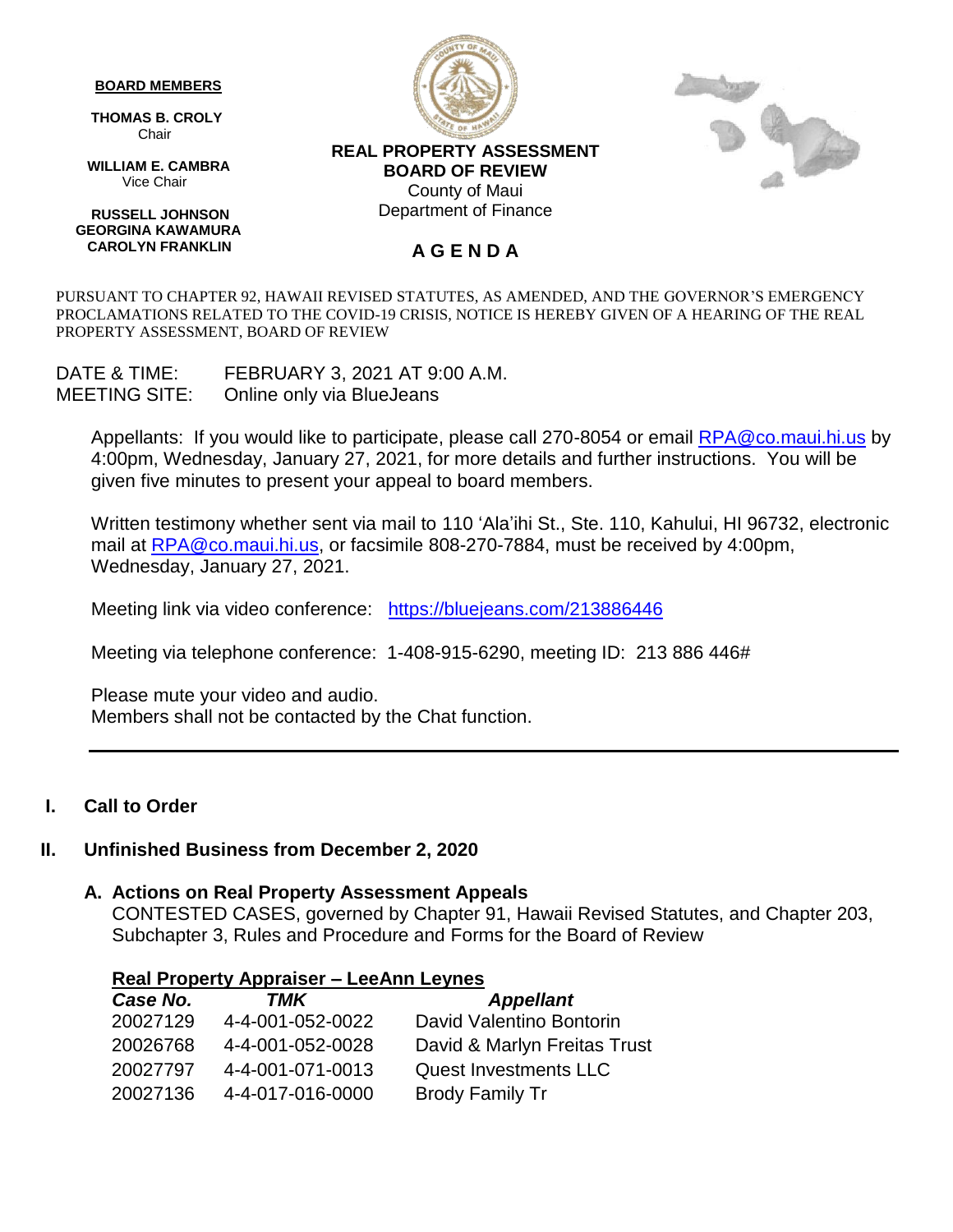**BOARD MEMBERS**

**THOMAS B. CROLY**
Chair

**WILLIAM E. CAMBRA**
Vice Chair

**RUSSELL JOHNSON**
**GEORGINA KAWAMURA**
**CAROLYN FRANKLIN**

**REAL PROPERTY ASSESSMENT BOARD OF REVIEW**
County of Maui
Department of Finance

# A G E N D A

PURSUANT TO CHAPTER 92, HAWAII REVISED STATUTES, AS AMENDED, AND THE GOVERNOR'S EMERGENCY PROCLAMATIONS RELATED TO THE COVID-19 CRISIS, NOTICE IS HEREBY GIVEN OF A HEARING OF THE REAL PROPERTY ASSESSMENT, BOARD OF REVIEW

DATE & TIME: FEBRUARY 3, 2021 AT 9:00 A.M.
MEETING SITE: Online only via BlueJeans

Appellants: If you would like to participate, please call 270-8054 or email RPA@co.maui.hi.us by 4:00pm, Wednesday, January 27, 2021, for more details and further instructions. You will be given five minutes to present your appeal to board members.

Written testimony whether sent via mail to 110 'Ala'ihi St., Ste. 110, Kahului, HI 96732, electronic mail at RPA@co.maui.hi.us, or facsimile 808-270-7884, must be received by 4:00pm, Wednesday, January 27, 2021.

Meeting link via video conference: https://bluejeans.com/213886446

Meeting via telephone conference: 1-408-915-6290, meeting ID: 213 886 446#

Please mute your video and audio.
Members shall not be contacted by the Chat function.

---

## I. Call to Order

## II. Unfinished Business from December 2, 2020

### A. Actions on Real Property Assessment Appeals

CONTESTED CASES, governed by Chapter 91, Hawaii Revised Statutes, and Chapter 203, Subchapter 3, Rules and Procedure and Forms for the Board of Review

**Real Property Appraiser – LeeAnn Leynes**

| *Case No.* | *TMK* | *Appellant* |
|---|---|---|
| 20027129 | 4-4-001-052-0022 | David Valentino Bontorin |
| 20026768 | 4-4-001-052-0028 | David & Marlyn Freitas Trust |
| 20027797 | 4-4-001-071-0013 | Quest Investments LLC |
| 20027136 | 4-4-017-016-0000 | Brody Family Tr |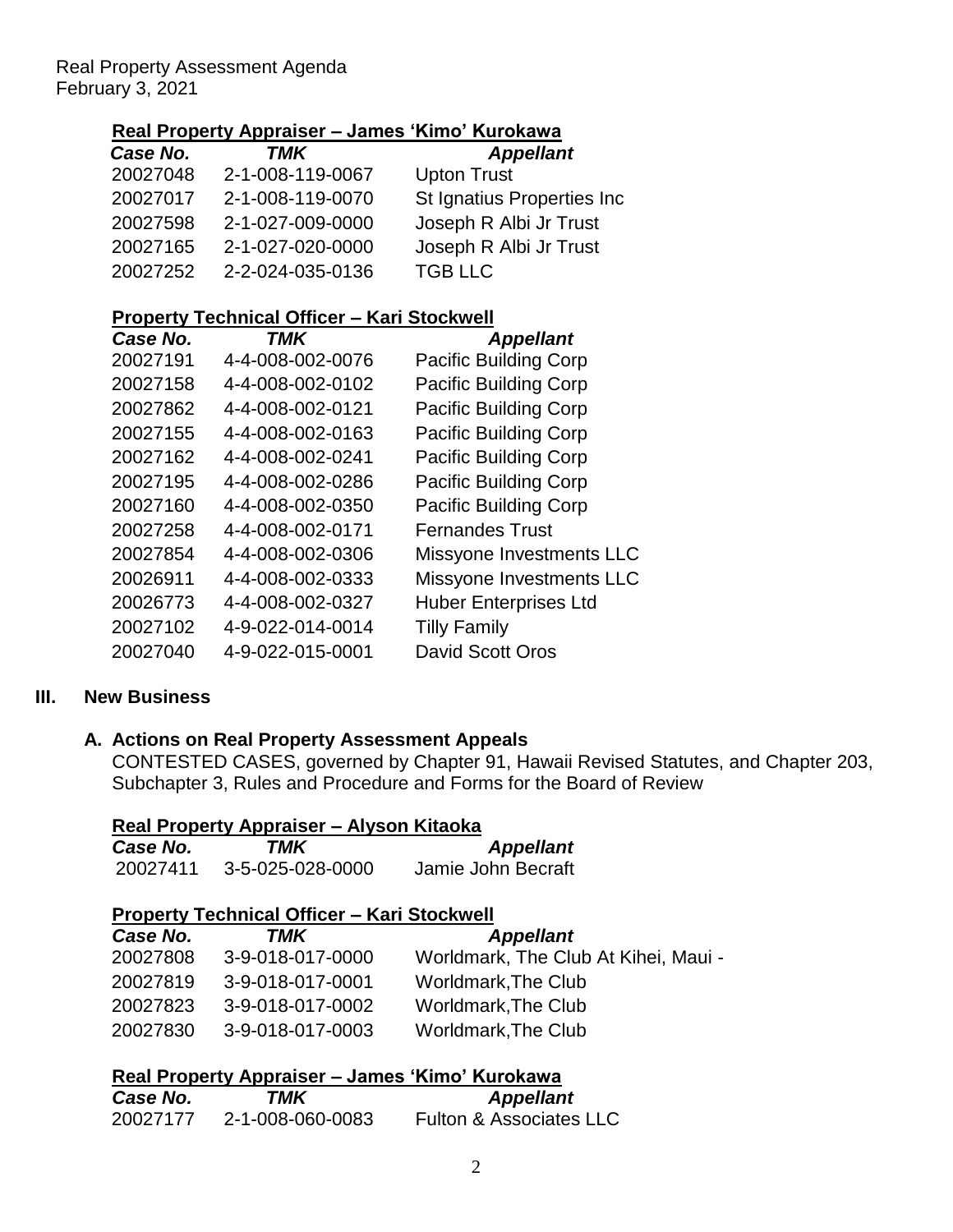Real Property Assessment Agenda
February 3, 2021

**Real Property Appraiser – James 'Kimo' Kurokawa**

| *Case No.* | *TMK* | *Appellant* |
| --- | --- | --- |
| 20027048 | 2-1-008-119-0067 | Upton Trust |
| 20027017 | 2-1-008-119-0070 | St Ignatius Properties Inc |
| 20027598 | 2-1-027-009-0000 | Joseph R Albi Jr Trust |
| 20027165 | 2-1-027-020-0000 | Joseph R Albi Jr Trust |
| 20027252 | 2-2-024-035-0136 | TGB LLC |

**Property Technical Officer – Kari Stockwell**

| *Case No.* | *TMK* | *Appellant* |
| --- | --- | --- |
| 20027191 | 4-4-008-002-0076 | Pacific Building Corp |
| 20027158 | 4-4-008-002-0102 | Pacific Building Corp |
| 20027862 | 4-4-008-002-0121 | Pacific Building Corp |
| 20027155 | 4-4-008-002-0163 | Pacific Building Corp |
| 20027162 | 4-4-008-002-0241 | Pacific Building Corp |
| 20027195 | 4-4-008-002-0286 | Pacific Building Corp |
| 20027160 | 4-4-008-002-0350 | Pacific Building Corp |
| 20027258 | 4-4-008-002-0171 | Fernandes Trust |
| 20027854 | 4-4-008-002-0306 | Missyone Investments LLC |
| 20026911 | 4-4-008-002-0333 | Missyone Investments LLC |
| 20026773 | 4-4-008-002-0327 | Huber Enterprises Ltd |
| 20027102 | 4-9-022-014-0014 | Tilly Family |
| 20027040 | 4-9-022-015-0001 | David Scott Oros |

## III. New Business

### A. Actions on Real Property Assessment Appeals

CONTESTED CASES, governed by Chapter 91, Hawaii Revised Statutes, and Chapter 203, Subchapter 3, Rules and Procedure and Forms for the Board of Review

**Real Property Appraiser – Alyson Kitaoka**

| *Case No.* | *TMK* | *Appellant* |
| --- | --- | --- |
| 20027411 | 3-5-025-028-0000 | Jamie John Becraft |

**Property Technical Officer – Kari Stockwell**

| *Case No.* | *TMK* | *Appellant* |
| --- | --- | --- |
| 20027808 | 3-9-018-017-0000 | Worldmark, The Club At Kihei, Maui - |
| 20027819 | 3-9-018-017-0001 | Worldmark,The Club |
| 20027823 | 3-9-018-017-0002 | Worldmark,The Club |
| 20027830 | 3-9-018-017-0003 | Worldmark,The Club |

**Real Property Appraiser – James 'Kimo' Kurokawa**

| *Case No.* | *TMK* | *Appellant* |
| --- | --- | --- |
| 20027177 | 2-1-008-060-0083 | Fulton & Associates LLC |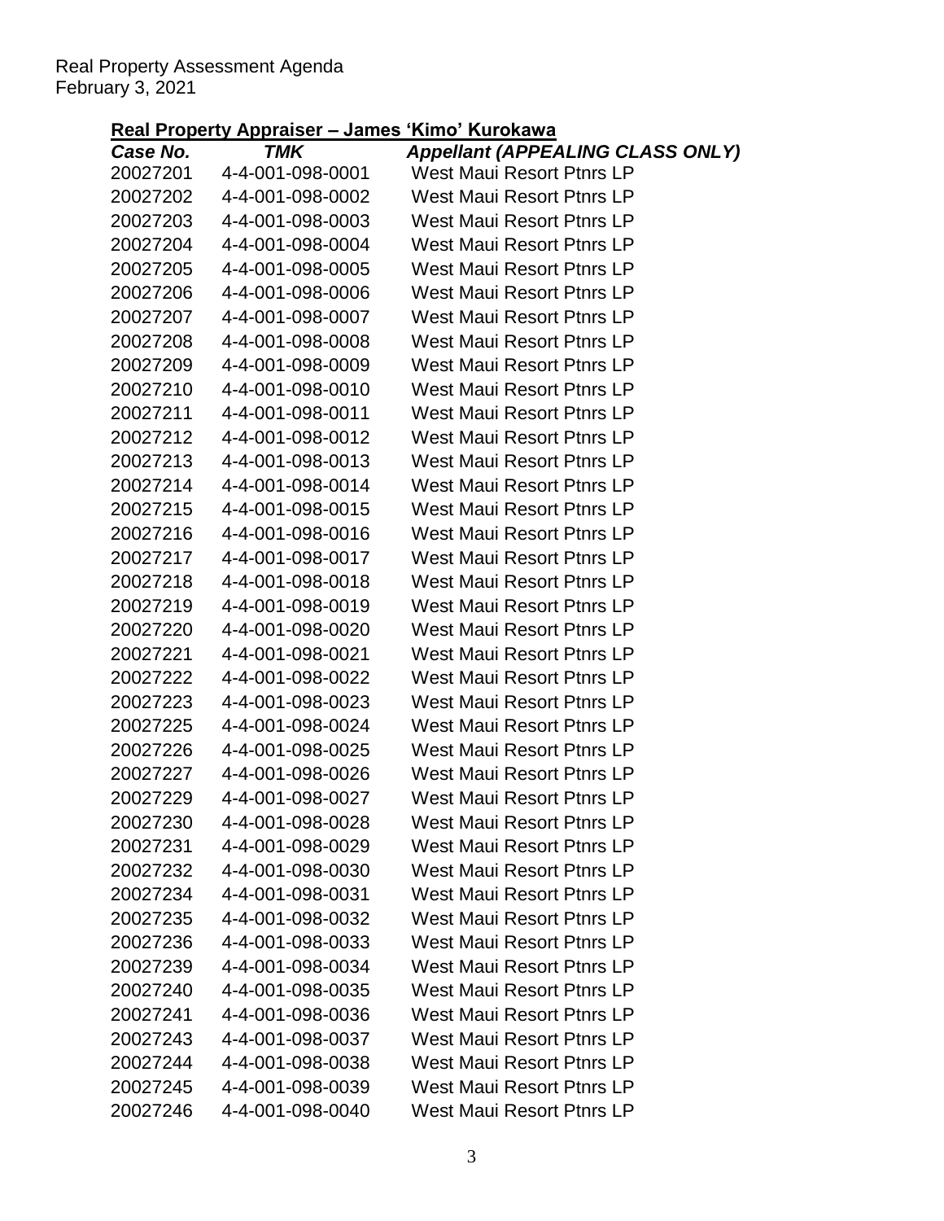Real Property Assessment Agenda
February 3, 2021

**Real Property Appraiser – James 'Kimo' Kurokawa**

| ***Case No.*** | ***TMK*** | ***Appellant (APPEALING CLASS ONLY)*** |
|---|---|---|
| 20027201 | 4-4-001-098-0001 | West Maui Resort Ptnrs LP |
| 20027202 | 4-4-001-098-0002 | West Maui Resort Ptnrs LP |
| 20027203 | 4-4-001-098-0003 | West Maui Resort Ptnrs LP |
| 20027204 | 4-4-001-098-0004 | West Maui Resort Ptnrs LP |
| 20027205 | 4-4-001-098-0005 | West Maui Resort Ptnrs LP |
| 20027206 | 4-4-001-098-0006 | West Maui Resort Ptnrs LP |
| 20027207 | 4-4-001-098-0007 | West Maui Resort Ptnrs LP |
| 20027208 | 4-4-001-098-0008 | West Maui Resort Ptnrs LP |
| 20027209 | 4-4-001-098-0009 | West Maui Resort Ptnrs LP |
| 20027210 | 4-4-001-098-0010 | West Maui Resort Ptnrs LP |
| 20027211 | 4-4-001-098-0011 | West Maui Resort Ptnrs LP |
| 20027212 | 4-4-001-098-0012 | West Maui Resort Ptnrs LP |
| 20027213 | 4-4-001-098-0013 | West Maui Resort Ptnrs LP |
| 20027214 | 4-4-001-098-0014 | West Maui Resort Ptnrs LP |
| 20027215 | 4-4-001-098-0015 | West Maui Resort Ptnrs LP |
| 20027216 | 4-4-001-098-0016 | West Maui Resort Ptnrs LP |
| 20027217 | 4-4-001-098-0017 | West Maui Resort Ptnrs LP |
| 20027218 | 4-4-001-098-0018 | West Maui Resort Ptnrs LP |
| 20027219 | 4-4-001-098-0019 | West Maui Resort Ptnrs LP |
| 20027220 | 4-4-001-098-0020 | West Maui Resort Ptnrs LP |
| 20027221 | 4-4-001-098-0021 | West Maui Resort Ptnrs LP |
| 20027222 | 4-4-001-098-0022 | West Maui Resort Ptnrs LP |
| 20027223 | 4-4-001-098-0023 | West Maui Resort Ptnrs LP |
| 20027225 | 4-4-001-098-0024 | West Maui Resort Ptnrs LP |
| 20027226 | 4-4-001-098-0025 | West Maui Resort Ptnrs LP |
| 20027227 | 4-4-001-098-0026 | West Maui Resort Ptnrs LP |
| 20027229 | 4-4-001-098-0027 | West Maui Resort Ptnrs LP |
| 20027230 | 4-4-001-098-0028 | West Maui Resort Ptnrs LP |
| 20027231 | 4-4-001-098-0029 | West Maui Resort Ptnrs LP |
| 20027232 | 4-4-001-098-0030 | West Maui Resort Ptnrs LP |
| 20027234 | 4-4-001-098-0031 | West Maui Resort Ptnrs LP |
| 20027235 | 4-4-001-098-0032 | West Maui Resort Ptnrs LP |
| 20027236 | 4-4-001-098-0033 | West Maui Resort Ptnrs LP |
| 20027239 | 4-4-001-098-0034 | West Maui Resort Ptnrs LP |
| 20027240 | 4-4-001-098-0035 | West Maui Resort Ptnrs LP |
| 20027241 | 4-4-001-098-0036 | West Maui Resort Ptnrs LP |
| 20027243 | 4-4-001-098-0037 | West Maui Resort Ptnrs LP |
| 20027244 | 4-4-001-098-0038 | West Maui Resort Ptnrs LP |
| 20027245 | 4-4-001-098-0039 | West Maui Resort Ptnrs LP |
| 20027246 | 4-4-001-098-0040 | West Maui Resort Ptnrs LP |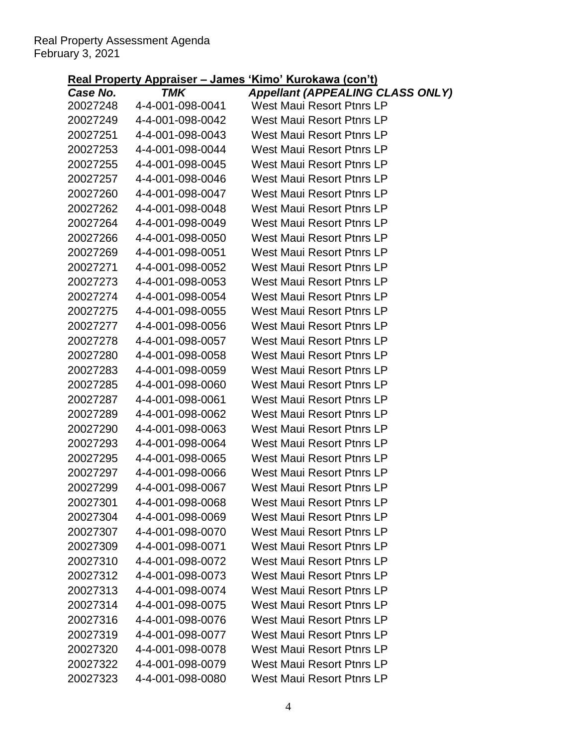Real Property Assessment Agenda
February 3, 2021

**Real Property Appraiser – James 'Kimo' Kurokawa (con't)**

| *Case No.* | *TMK* | *Appellant (APPEALING CLASS ONLY)* |
|---|---|---|
| 20027248 | 4-4-001-098-0041 | West Maui Resort Ptnrs LP |
| 20027249 | 4-4-001-098-0042 | West Maui Resort Ptnrs LP |
| 20027251 | 4-4-001-098-0043 | West Maui Resort Ptnrs LP |
| 20027253 | 4-4-001-098-0044 | West Maui Resort Ptnrs LP |
| 20027255 | 4-4-001-098-0045 | West Maui Resort Ptnrs LP |
| 20027257 | 4-4-001-098-0046 | West Maui Resort Ptnrs LP |
| 20027260 | 4-4-001-098-0047 | West Maui Resort Ptnrs LP |
| 20027262 | 4-4-001-098-0048 | West Maui Resort Ptnrs LP |
| 20027264 | 4-4-001-098-0049 | West Maui Resort Ptnrs LP |
| 20027266 | 4-4-001-098-0050 | West Maui Resort Ptnrs LP |
| 20027269 | 4-4-001-098-0051 | West Maui Resort Ptnrs LP |
| 20027271 | 4-4-001-098-0052 | West Maui Resort Ptnrs LP |
| 20027273 | 4-4-001-098-0053 | West Maui Resort Ptnrs LP |
| 20027274 | 4-4-001-098-0054 | West Maui Resort Ptnrs LP |
| 20027275 | 4-4-001-098-0055 | West Maui Resort Ptnrs LP |
| 20027277 | 4-4-001-098-0056 | West Maui Resort Ptnrs LP |
| 20027278 | 4-4-001-098-0057 | West Maui Resort Ptnrs LP |
| 20027280 | 4-4-001-098-0058 | West Maui Resort Ptnrs LP |
| 20027283 | 4-4-001-098-0059 | West Maui Resort Ptnrs LP |
| 20027285 | 4-4-001-098-0060 | West Maui Resort Ptnrs LP |
| 20027287 | 4-4-001-098-0061 | West Maui Resort Ptnrs LP |
| 20027289 | 4-4-001-098-0062 | West Maui Resort Ptnrs LP |
| 20027290 | 4-4-001-098-0063 | West Maui Resort Ptnrs LP |
| 20027293 | 4-4-001-098-0064 | West Maui Resort Ptnrs LP |
| 20027295 | 4-4-001-098-0065 | West Maui Resort Ptnrs LP |
| 20027297 | 4-4-001-098-0066 | West Maui Resort Ptnrs LP |
| 20027299 | 4-4-001-098-0067 | West Maui Resort Ptnrs LP |
| 20027301 | 4-4-001-098-0068 | West Maui Resort Ptnrs LP |
| 20027304 | 4-4-001-098-0069 | West Maui Resort Ptnrs LP |
| 20027307 | 4-4-001-098-0070 | West Maui Resort Ptnrs LP |
| 20027309 | 4-4-001-098-0071 | West Maui Resort Ptnrs LP |
| 20027310 | 4-4-001-098-0072 | West Maui Resort Ptnrs LP |
| 20027312 | 4-4-001-098-0073 | West Maui Resort Ptnrs LP |
| 20027313 | 4-4-001-098-0074 | West Maui Resort Ptnrs LP |
| 20027314 | 4-4-001-098-0075 | West Maui Resort Ptnrs LP |
| 20027316 | 4-4-001-098-0076 | West Maui Resort Ptnrs LP |
| 20027319 | 4-4-001-098-0077 | West Maui Resort Ptnrs LP |
| 20027320 | 4-4-001-098-0078 | West Maui Resort Ptnrs LP |
| 20027322 | 4-4-001-098-0079 | West Maui Resort Ptnrs LP |
| 20027323 | 4-4-001-098-0080 | West Maui Resort Ptnrs LP |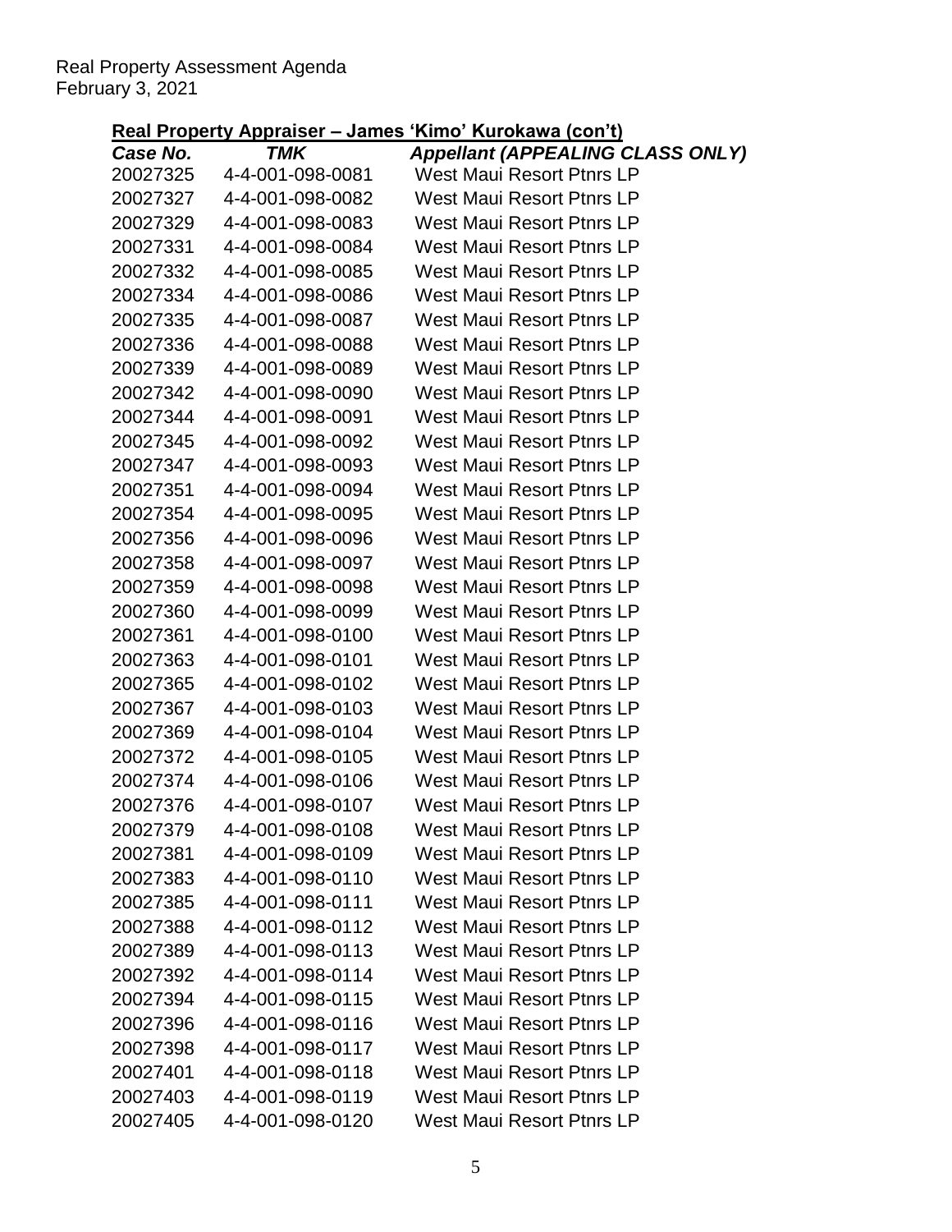## Real Property Appraiser – James 'Kimo' Kurokawa (con't)

| *Case No.* | *TMK* | *Appellant (APPEALING CLASS ONLY)* |
|---|---|---|
| 20027325 | 4-4-001-098-0081 | West Maui Resort Ptnrs LP |
| 20027327 | 4-4-001-098-0082 | West Maui Resort Ptnrs LP |
| 20027329 | 4-4-001-098-0083 | West Maui Resort Ptnrs LP |
| 20027331 | 4-4-001-098-0084 | West Maui Resort Ptnrs LP |
| 20027332 | 4-4-001-098-0085 | West Maui Resort Ptnrs LP |
| 20027334 | 4-4-001-098-0086 | West Maui Resort Ptnrs LP |
| 20027335 | 4-4-001-098-0087 | West Maui Resort Ptnrs LP |
| 20027336 | 4-4-001-098-0088 | West Maui Resort Ptnrs LP |
| 20027339 | 4-4-001-098-0089 | West Maui Resort Ptnrs LP |
| 20027342 | 4-4-001-098-0090 | West Maui Resort Ptnrs LP |
| 20027344 | 4-4-001-098-0091 | West Maui Resort Ptnrs LP |
| 20027345 | 4-4-001-098-0092 | West Maui Resort Ptnrs LP |
| 20027347 | 4-4-001-098-0093 | West Maui Resort Ptnrs LP |
| 20027351 | 4-4-001-098-0094 | West Maui Resort Ptnrs LP |
| 20027354 | 4-4-001-098-0095 | West Maui Resort Ptnrs LP |
| 20027356 | 4-4-001-098-0096 | West Maui Resort Ptnrs LP |
| 20027358 | 4-4-001-098-0097 | West Maui Resort Ptnrs LP |
| 20027359 | 4-4-001-098-0098 | West Maui Resort Ptnrs LP |
| 20027360 | 4-4-001-098-0099 | West Maui Resort Ptnrs LP |
| 20027361 | 4-4-001-098-0100 | West Maui Resort Ptnrs LP |
| 20027363 | 4-4-001-098-0101 | West Maui Resort Ptnrs LP |
| 20027365 | 4-4-001-098-0102 | West Maui Resort Ptnrs LP |
| 20027367 | 4-4-001-098-0103 | West Maui Resort Ptnrs LP |
| 20027369 | 4-4-001-098-0104 | West Maui Resort Ptnrs LP |
| 20027372 | 4-4-001-098-0105 | West Maui Resort Ptnrs LP |
| 20027374 | 4-4-001-098-0106 | West Maui Resort Ptnrs LP |
| 20027376 | 4-4-001-098-0107 | West Maui Resort Ptnrs LP |
| 20027379 | 4-4-001-098-0108 | West Maui Resort Ptnrs LP |
| 20027381 | 4-4-001-098-0109 | West Maui Resort Ptnrs LP |
| 20027383 | 4-4-001-098-0110 | West Maui Resort Ptnrs LP |
| 20027385 | 4-4-001-098-0111 | West Maui Resort Ptnrs LP |
| 20027388 | 4-4-001-098-0112 | West Maui Resort Ptnrs LP |
| 20027389 | 4-4-001-098-0113 | West Maui Resort Ptnrs LP |
| 20027392 | 4-4-001-098-0114 | West Maui Resort Ptnrs LP |
| 20027394 | 4-4-001-098-0115 | West Maui Resort Ptnrs LP |
| 20027396 | 4-4-001-098-0116 | West Maui Resort Ptnrs LP |
| 20027398 | 4-4-001-098-0117 | West Maui Resort Ptnrs LP |
| 20027401 | 4-4-001-098-0118 | West Maui Resort Ptnrs LP |
| 20027403 | 4-4-001-098-0119 | West Maui Resort Ptnrs LP |
| 20027405 | 4-4-001-098-0120 | West Maui Resort Ptnrs LP |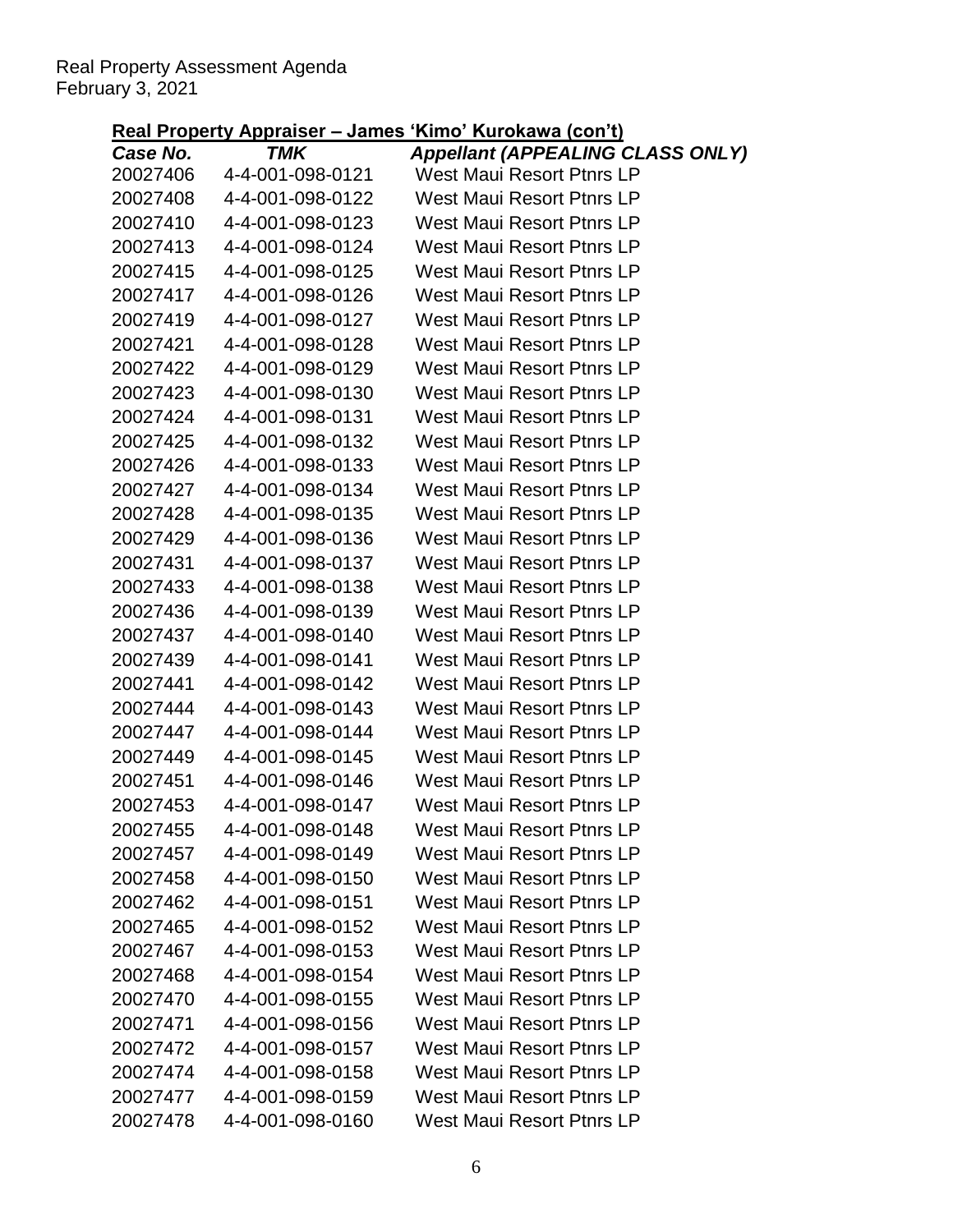Real Property Assessment Agenda
February 3, 2021

**Real Property Appraiser – James 'Kimo' Kurokawa (con't)**

| *Case No.* | *TMK* | *Appellant (APPEALING CLASS ONLY)* |
|---|---|---|
| 20027406 | 4-4-001-098-0121 | West Maui Resort Ptnrs LP |
| 20027408 | 4-4-001-098-0122 | West Maui Resort Ptnrs LP |
| 20027410 | 4-4-001-098-0123 | West Maui Resort Ptnrs LP |
| 20027413 | 4-4-001-098-0124 | West Maui Resort Ptnrs LP |
| 20027415 | 4-4-001-098-0125 | West Maui Resort Ptnrs LP |
| 20027417 | 4-4-001-098-0126 | West Maui Resort Ptnrs LP |
| 20027419 | 4-4-001-098-0127 | West Maui Resort Ptnrs LP |
| 20027421 | 4-4-001-098-0128 | West Maui Resort Ptnrs LP |
| 20027422 | 4-4-001-098-0129 | West Maui Resort Ptnrs LP |
| 20027423 | 4-4-001-098-0130 | West Maui Resort Ptnrs LP |
| 20027424 | 4-4-001-098-0131 | West Maui Resort Ptnrs LP |
| 20027425 | 4-4-001-098-0132 | West Maui Resort Ptnrs LP |
| 20027426 | 4-4-001-098-0133 | West Maui Resort Ptnrs LP |
| 20027427 | 4-4-001-098-0134 | West Maui Resort Ptnrs LP |
| 20027428 | 4-4-001-098-0135 | West Maui Resort Ptnrs LP |
| 20027429 | 4-4-001-098-0136 | West Maui Resort Ptnrs LP |
| 20027431 | 4-4-001-098-0137 | West Maui Resort Ptnrs LP |
| 20027433 | 4-4-001-098-0138 | West Maui Resort Ptnrs LP |
| 20027436 | 4-4-001-098-0139 | West Maui Resort Ptnrs LP |
| 20027437 | 4-4-001-098-0140 | West Maui Resort Ptnrs LP |
| 20027439 | 4-4-001-098-0141 | West Maui Resort Ptnrs LP |
| 20027441 | 4-4-001-098-0142 | West Maui Resort Ptnrs LP |
| 20027444 | 4-4-001-098-0143 | West Maui Resort Ptnrs LP |
| 20027447 | 4-4-001-098-0144 | West Maui Resort Ptnrs LP |
| 20027449 | 4-4-001-098-0145 | West Maui Resort Ptnrs LP |
| 20027451 | 4-4-001-098-0146 | West Maui Resort Ptnrs LP |
| 20027453 | 4-4-001-098-0147 | West Maui Resort Ptnrs LP |
| 20027455 | 4-4-001-098-0148 | West Maui Resort Ptnrs LP |
| 20027457 | 4-4-001-098-0149 | West Maui Resort Ptnrs LP |
| 20027458 | 4-4-001-098-0150 | West Maui Resort Ptnrs LP |
| 20027462 | 4-4-001-098-0151 | West Maui Resort Ptnrs LP |
| 20027465 | 4-4-001-098-0152 | West Maui Resort Ptnrs LP |
| 20027467 | 4-4-001-098-0153 | West Maui Resort Ptnrs LP |
| 20027468 | 4-4-001-098-0154 | West Maui Resort Ptnrs LP |
| 20027470 | 4-4-001-098-0155 | West Maui Resort Ptnrs LP |
| 20027471 | 4-4-001-098-0156 | West Maui Resort Ptnrs LP |
| 20027472 | 4-4-001-098-0157 | West Maui Resort Ptnrs LP |
| 20027474 | 4-4-001-098-0158 | West Maui Resort Ptnrs LP |
| 20027477 | 4-4-001-098-0159 | West Maui Resort Ptnrs LP |
| 20027478 | 4-4-001-098-0160 | West Maui Resort Ptnrs LP |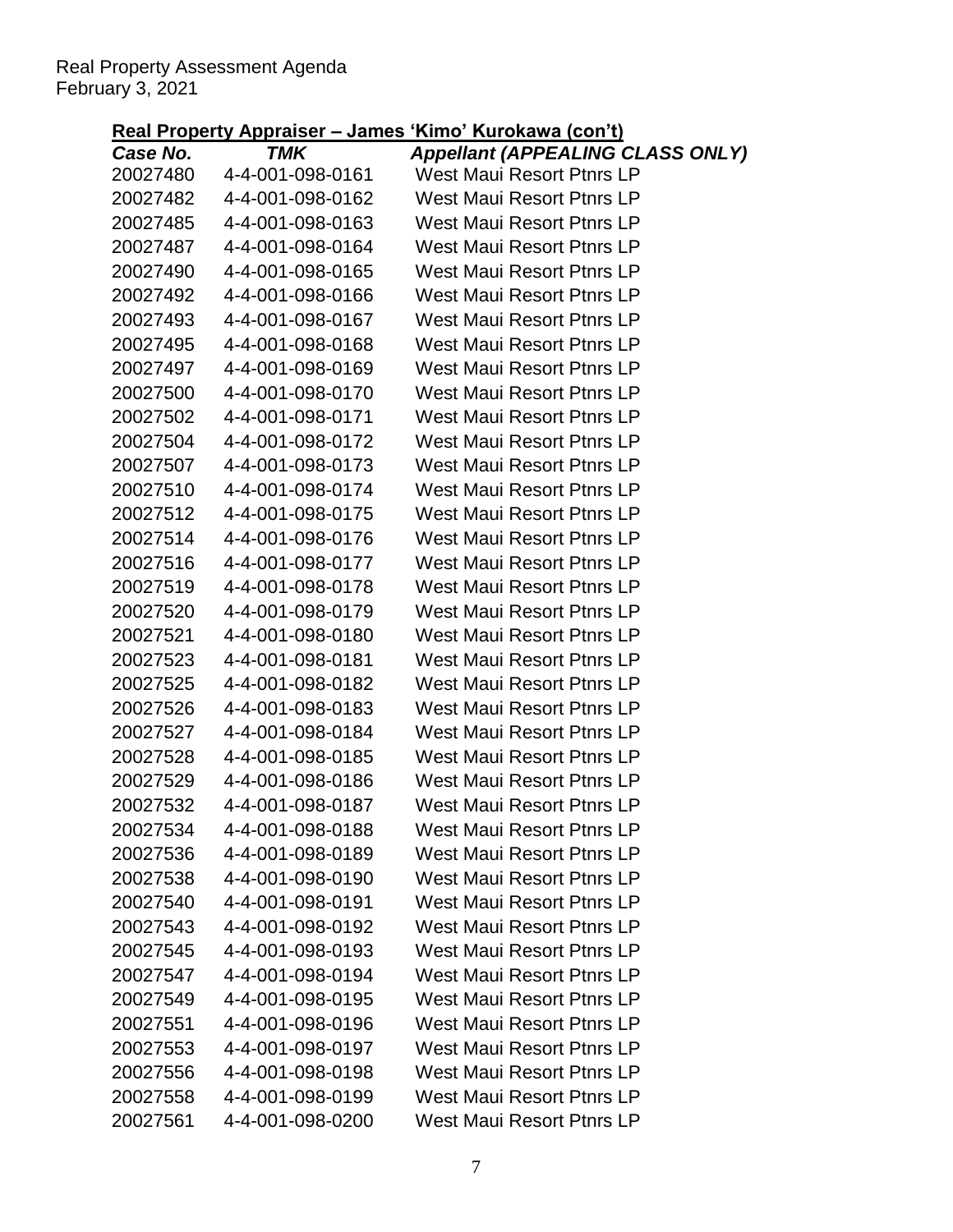Real Property Assessment Agenda
February 3, 2021

## Real Property Appraiser – James 'Kimo' Kurokawa (con't)

| *Case No.* | *TMK* | *Appellant (APPEALING CLASS ONLY)* |
|---|---|---|
| 20027480 | 4-4-001-098-0161 | West Maui Resort Ptnrs LP |
| 20027482 | 4-4-001-098-0162 | West Maui Resort Ptnrs LP |
| 20027485 | 4-4-001-098-0163 | West Maui Resort Ptnrs LP |
| 20027487 | 4-4-001-098-0164 | West Maui Resort Ptnrs LP |
| 20027490 | 4-4-001-098-0165 | West Maui Resort Ptnrs LP |
| 20027492 | 4-4-001-098-0166 | West Maui Resort Ptnrs LP |
| 20027493 | 4-4-001-098-0167 | West Maui Resort Ptnrs LP |
| 20027495 | 4-4-001-098-0168 | West Maui Resort Ptnrs LP |
| 20027497 | 4-4-001-098-0169 | West Maui Resort Ptnrs LP |
| 20027500 | 4-4-001-098-0170 | West Maui Resort Ptnrs LP |
| 20027502 | 4-4-001-098-0171 | West Maui Resort Ptnrs LP |
| 20027504 | 4-4-001-098-0172 | West Maui Resort Ptnrs LP |
| 20027507 | 4-4-001-098-0173 | West Maui Resort Ptnrs LP |
| 20027510 | 4-4-001-098-0174 | West Maui Resort Ptnrs LP |
| 20027512 | 4-4-001-098-0175 | West Maui Resort Ptnrs LP |
| 20027514 | 4-4-001-098-0176 | West Maui Resort Ptnrs LP |
| 20027516 | 4-4-001-098-0177 | West Maui Resort Ptnrs LP |
| 20027519 | 4-4-001-098-0178 | West Maui Resort Ptnrs LP |
| 20027520 | 4-4-001-098-0179 | West Maui Resort Ptnrs LP |
| 20027521 | 4-4-001-098-0180 | West Maui Resort Ptnrs LP |
| 20027523 | 4-4-001-098-0181 | West Maui Resort Ptnrs LP |
| 20027525 | 4-4-001-098-0182 | West Maui Resort Ptnrs LP |
| 20027526 | 4-4-001-098-0183 | West Maui Resort Ptnrs LP |
| 20027527 | 4-4-001-098-0184 | West Maui Resort Ptnrs LP |
| 20027528 | 4-4-001-098-0185 | West Maui Resort Ptnrs LP |
| 20027529 | 4-4-001-098-0186 | West Maui Resort Ptnrs LP |
| 20027532 | 4-4-001-098-0187 | West Maui Resort Ptnrs LP |
| 20027534 | 4-4-001-098-0188 | West Maui Resort Ptnrs LP |
| 20027536 | 4-4-001-098-0189 | West Maui Resort Ptnrs LP |
| 20027538 | 4-4-001-098-0190 | West Maui Resort Ptnrs LP |
| 20027540 | 4-4-001-098-0191 | West Maui Resort Ptnrs LP |
| 20027543 | 4-4-001-098-0192 | West Maui Resort Ptnrs LP |
| 20027545 | 4-4-001-098-0193 | West Maui Resort Ptnrs LP |
| 20027547 | 4-4-001-098-0194 | West Maui Resort Ptnrs LP |
| 20027549 | 4-4-001-098-0195 | West Maui Resort Ptnrs LP |
| 20027551 | 4-4-001-098-0196 | West Maui Resort Ptnrs LP |
| 20027553 | 4-4-001-098-0197 | West Maui Resort Ptnrs LP |
| 20027556 | 4-4-001-098-0198 | West Maui Resort Ptnrs LP |
| 20027558 | 4-4-001-098-0199 | West Maui Resort Ptnrs LP |
| 20027561 | 4-4-001-098-0200 | West Maui Resort Ptnrs LP |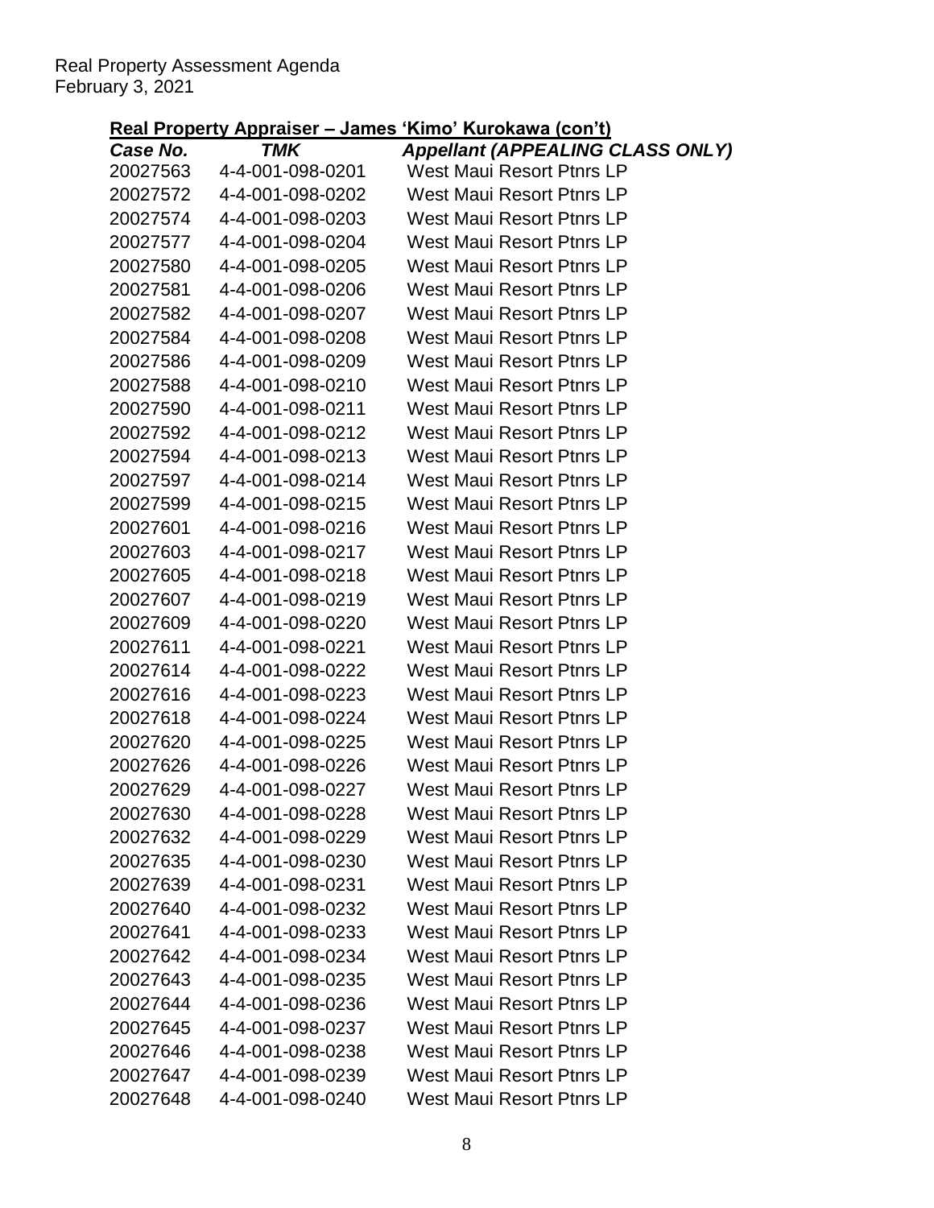## Real Property Appraiser – James 'Kimo' Kurokawa (con't)

| *Case No.* | *TMK* | *Appellant (APPEALING CLASS ONLY)* |
|---|---|---|
| 20027563 | 4-4-001-098-0201 | West Maui Resort Ptnrs LP |
| 20027572 | 4-4-001-098-0202 | West Maui Resort Ptnrs LP |
| 20027574 | 4-4-001-098-0203 | West Maui Resort Ptnrs LP |
| 20027577 | 4-4-001-098-0204 | West Maui Resort Ptnrs LP |
| 20027580 | 4-4-001-098-0205 | West Maui Resort Ptnrs LP |
| 20027581 | 4-4-001-098-0206 | West Maui Resort Ptnrs LP |
| 20027582 | 4-4-001-098-0207 | West Maui Resort Ptnrs LP |
| 20027584 | 4-4-001-098-0208 | West Maui Resort Ptnrs LP |
| 20027586 | 4-4-001-098-0209 | West Maui Resort Ptnrs LP |
| 20027588 | 4-4-001-098-0210 | West Maui Resort Ptnrs LP |
| 20027590 | 4-4-001-098-0211 | West Maui Resort Ptnrs LP |
| 20027592 | 4-4-001-098-0212 | West Maui Resort Ptnrs LP |
| 20027594 | 4-4-001-098-0213 | West Maui Resort Ptnrs LP |
| 20027597 | 4-4-001-098-0214 | West Maui Resort Ptnrs LP |
| 20027599 | 4-4-001-098-0215 | West Maui Resort Ptnrs LP |
| 20027601 | 4-4-001-098-0216 | West Maui Resort Ptnrs LP |
| 20027603 | 4-4-001-098-0217 | West Maui Resort Ptnrs LP |
| 20027605 | 4-4-001-098-0218 | West Maui Resort Ptnrs LP |
| 20027607 | 4-4-001-098-0219 | West Maui Resort Ptnrs LP |
| 20027609 | 4-4-001-098-0220 | West Maui Resort Ptnrs LP |
| 20027611 | 4-4-001-098-0221 | West Maui Resort Ptnrs LP |
| 20027614 | 4-4-001-098-0222 | West Maui Resort Ptnrs LP |
| 20027616 | 4-4-001-098-0223 | West Maui Resort Ptnrs LP |
| 20027618 | 4-4-001-098-0224 | West Maui Resort Ptnrs LP |
| 20027620 | 4-4-001-098-0225 | West Maui Resort Ptnrs LP |
| 20027626 | 4-4-001-098-0226 | West Maui Resort Ptnrs LP |
| 20027629 | 4-4-001-098-0227 | West Maui Resort Ptnrs LP |
| 20027630 | 4-4-001-098-0228 | West Maui Resort Ptnrs LP |
| 20027632 | 4-4-001-098-0229 | West Maui Resort Ptnrs LP |
| 20027635 | 4-4-001-098-0230 | West Maui Resort Ptnrs LP |
| 20027639 | 4-4-001-098-0231 | West Maui Resort Ptnrs LP |
| 20027640 | 4-4-001-098-0232 | West Maui Resort Ptnrs LP |
| 20027641 | 4-4-001-098-0233 | West Maui Resort Ptnrs LP |
| 20027642 | 4-4-001-098-0234 | West Maui Resort Ptnrs LP |
| 20027643 | 4-4-001-098-0235 | West Maui Resort Ptnrs LP |
| 20027644 | 4-4-001-098-0236 | West Maui Resort Ptnrs LP |
| 20027645 | 4-4-001-098-0237 | West Maui Resort Ptnrs LP |
| 20027646 | 4-4-001-098-0238 | West Maui Resort Ptnrs LP |
| 20027647 | 4-4-001-098-0239 | West Maui Resort Ptnrs LP |
| 20027648 | 4-4-001-098-0240 | West Maui Resort Ptnrs LP |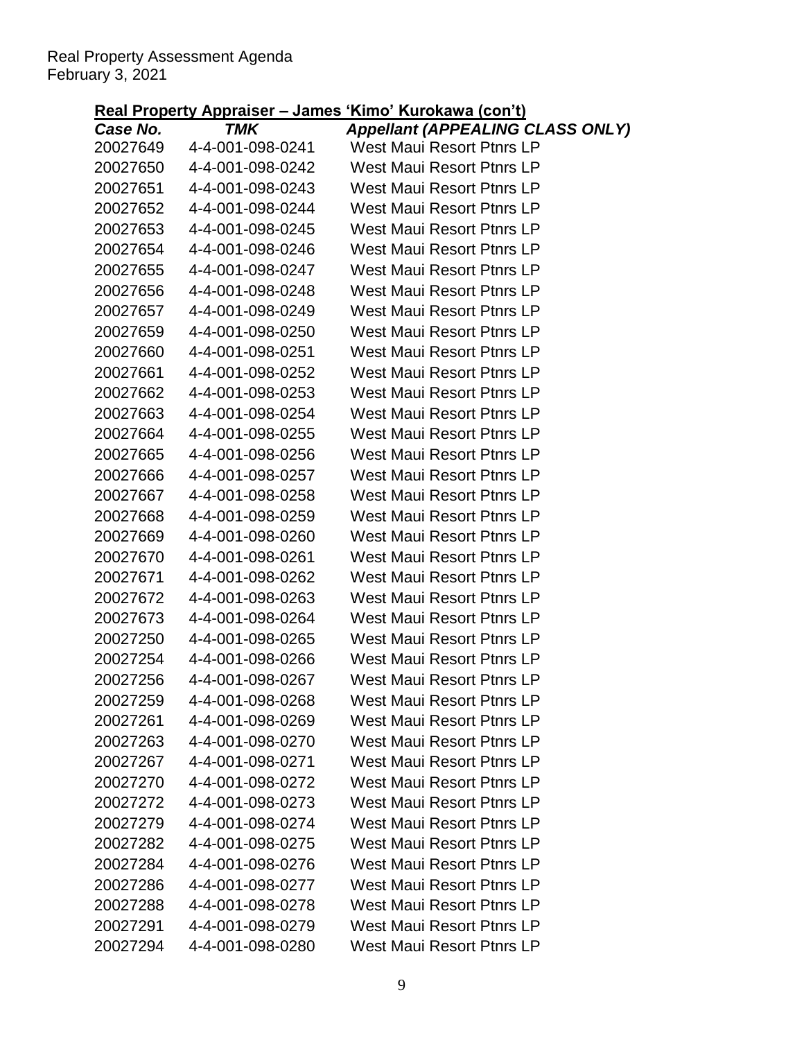## Real Property Appraiser – James 'Kimo' Kurokawa (con't)

| *Case No.* | *TMK* | *Appellant (APPEALING CLASS ONLY)* |
|---|---|---|
| 20027649 | 4-4-001-098-0241 | West Maui Resort Ptnrs LP |
| 20027650 | 4-4-001-098-0242 | West Maui Resort Ptnrs LP |
| 20027651 | 4-4-001-098-0243 | West Maui Resort Ptnrs LP |
| 20027652 | 4-4-001-098-0244 | West Maui Resort Ptnrs LP |
| 20027653 | 4-4-001-098-0245 | West Maui Resort Ptnrs LP |
| 20027654 | 4-4-001-098-0246 | West Maui Resort Ptnrs LP |
| 20027655 | 4-4-001-098-0247 | West Maui Resort Ptnrs LP |
| 20027656 | 4-4-001-098-0248 | West Maui Resort Ptnrs LP |
| 20027657 | 4-4-001-098-0249 | West Maui Resort Ptnrs LP |
| 20027659 | 4-4-001-098-0250 | West Maui Resort Ptnrs LP |
| 20027660 | 4-4-001-098-0251 | West Maui Resort Ptnrs LP |
| 20027661 | 4-4-001-098-0252 | West Maui Resort Ptnrs LP |
| 20027662 | 4-4-001-098-0253 | West Maui Resort Ptnrs LP |
| 20027663 | 4-4-001-098-0254 | West Maui Resort Ptnrs LP |
| 20027664 | 4-4-001-098-0255 | West Maui Resort Ptnrs LP |
| 20027665 | 4-4-001-098-0256 | West Maui Resort Ptnrs LP |
| 20027666 | 4-4-001-098-0257 | West Maui Resort Ptnrs LP |
| 20027667 | 4-4-001-098-0258 | West Maui Resort Ptnrs LP |
| 20027668 | 4-4-001-098-0259 | West Maui Resort Ptnrs LP |
| 20027669 | 4-4-001-098-0260 | West Maui Resort Ptnrs LP |
| 20027670 | 4-4-001-098-0261 | West Maui Resort Ptnrs LP |
| 20027671 | 4-4-001-098-0262 | West Maui Resort Ptnrs LP |
| 20027672 | 4-4-001-098-0263 | West Maui Resort Ptnrs LP |
| 20027673 | 4-4-001-098-0264 | West Maui Resort Ptnrs LP |
| 20027250 | 4-4-001-098-0265 | West Maui Resort Ptnrs LP |
| 20027254 | 4-4-001-098-0266 | West Maui Resort Ptnrs LP |
| 20027256 | 4-4-001-098-0267 | West Maui Resort Ptnrs LP |
| 20027259 | 4-4-001-098-0268 | West Maui Resort Ptnrs LP |
| 20027261 | 4-4-001-098-0269 | West Maui Resort Ptnrs LP |
| 20027263 | 4-4-001-098-0270 | West Maui Resort Ptnrs LP |
| 20027267 | 4-4-001-098-0271 | West Maui Resort Ptnrs LP |
| 20027270 | 4-4-001-098-0272 | West Maui Resort Ptnrs LP |
| 20027272 | 4-4-001-098-0273 | West Maui Resort Ptnrs LP |
| 20027279 | 4-4-001-098-0274 | West Maui Resort Ptnrs LP |
| 20027282 | 4-4-001-098-0275 | West Maui Resort Ptnrs LP |
| 20027284 | 4-4-001-098-0276 | West Maui Resort Ptnrs LP |
| 20027286 | 4-4-001-098-0277 | West Maui Resort Ptnrs LP |
| 20027288 | 4-4-001-098-0278 | West Maui Resort Ptnrs LP |
| 20027291 | 4-4-001-098-0279 | West Maui Resort Ptnrs LP |
| 20027294 | 4-4-001-098-0280 | West Maui Resort Ptnrs LP |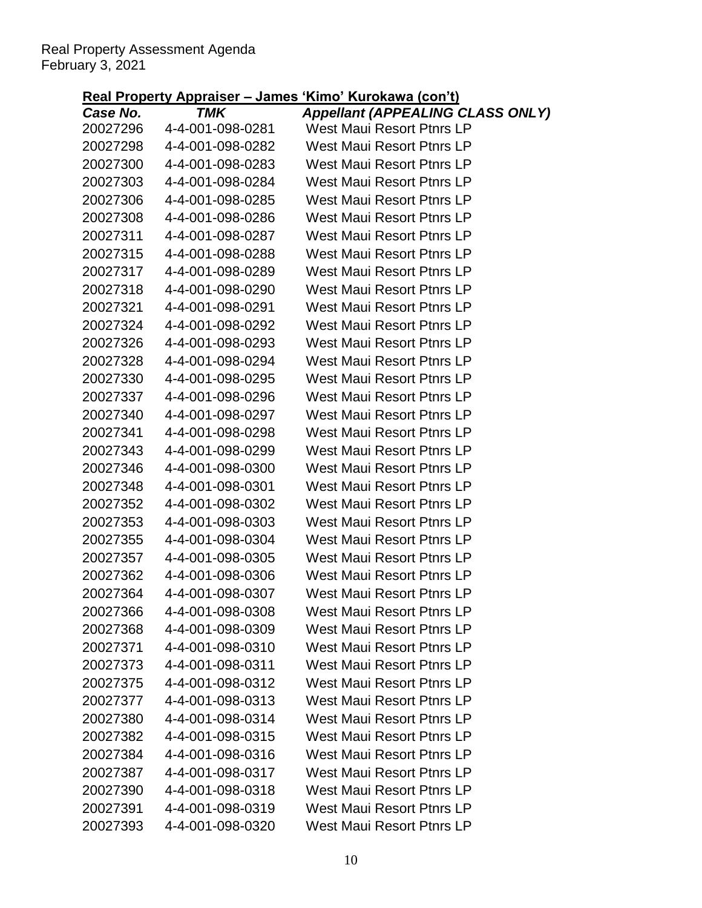Real Property Assessment Agenda
February 3, 2021

**Real Property Appraiser – James 'Kimo' Kurokawa (con't)**

| *Case No.* | *TMK* | *Appellant (APPEALING CLASS ONLY)* |
|---|---|---|
| 20027296 | 4-4-001-098-0281 | West Maui Resort Ptnrs LP |
| 20027298 | 4-4-001-098-0282 | West Maui Resort Ptnrs LP |
| 20027300 | 4-4-001-098-0283 | West Maui Resort Ptnrs LP |
| 20027303 | 4-4-001-098-0284 | West Maui Resort Ptnrs LP |
| 20027306 | 4-4-001-098-0285 | West Maui Resort Ptnrs LP |
| 20027308 | 4-4-001-098-0286 | West Maui Resort Ptnrs LP |
| 20027311 | 4-4-001-098-0287 | West Maui Resort Ptnrs LP |
| 20027315 | 4-4-001-098-0288 | West Maui Resort Ptnrs LP |
| 20027317 | 4-4-001-098-0289 | West Maui Resort Ptnrs LP |
| 20027318 | 4-4-001-098-0290 | West Maui Resort Ptnrs LP |
| 20027321 | 4-4-001-098-0291 | West Maui Resort Ptnrs LP |
| 20027324 | 4-4-001-098-0292 | West Maui Resort Ptnrs LP |
| 20027326 | 4-4-001-098-0293 | West Maui Resort Ptnrs LP |
| 20027328 | 4-4-001-098-0294 | West Maui Resort Ptnrs LP |
| 20027330 | 4-4-001-098-0295 | West Maui Resort Ptnrs LP |
| 20027337 | 4-4-001-098-0296 | West Maui Resort Ptnrs LP |
| 20027340 | 4-4-001-098-0297 | West Maui Resort Ptnrs LP |
| 20027341 | 4-4-001-098-0298 | West Maui Resort Ptnrs LP |
| 20027343 | 4-4-001-098-0299 | West Maui Resort Ptnrs LP |
| 20027346 | 4-4-001-098-0300 | West Maui Resort Ptnrs LP |
| 20027348 | 4-4-001-098-0301 | West Maui Resort Ptnrs LP |
| 20027352 | 4-4-001-098-0302 | West Maui Resort Ptnrs LP |
| 20027353 | 4-4-001-098-0303 | West Maui Resort Ptnrs LP |
| 20027355 | 4-4-001-098-0304 | West Maui Resort Ptnrs LP |
| 20027357 | 4-4-001-098-0305 | West Maui Resort Ptnrs LP |
| 20027362 | 4-4-001-098-0306 | West Maui Resort Ptnrs LP |
| 20027364 | 4-4-001-098-0307 | West Maui Resort Ptnrs LP |
| 20027366 | 4-4-001-098-0308 | West Maui Resort Ptnrs LP |
| 20027368 | 4-4-001-098-0309 | West Maui Resort Ptnrs LP |
| 20027371 | 4-4-001-098-0310 | West Maui Resort Ptnrs LP |
| 20027373 | 4-4-001-098-0311 | West Maui Resort Ptnrs LP |
| 20027375 | 4-4-001-098-0312 | West Maui Resort Ptnrs LP |
| 20027377 | 4-4-001-098-0313 | West Maui Resort Ptnrs LP |
| 20027380 | 4-4-001-098-0314 | West Maui Resort Ptnrs LP |
| 20027382 | 4-4-001-098-0315 | West Maui Resort Ptnrs LP |
| 20027384 | 4-4-001-098-0316 | West Maui Resort Ptnrs LP |
| 20027387 | 4-4-001-098-0317 | West Maui Resort Ptnrs LP |
| 20027390 | 4-4-001-098-0318 | West Maui Resort Ptnrs LP |
| 20027391 | 4-4-001-098-0319 | West Maui Resort Ptnrs LP |
| 20027393 | 4-4-001-098-0320 | West Maui Resort Ptnrs LP |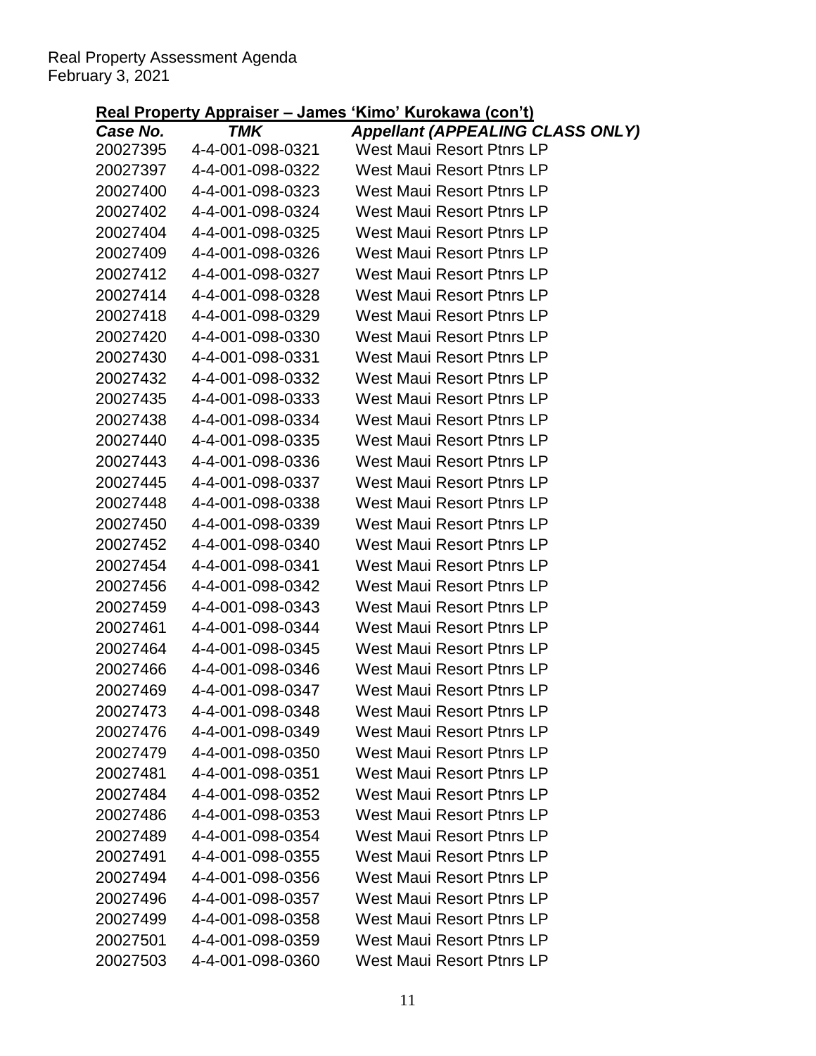Real Property Assessment Agenda
February 3, 2021

## Real Property Appraiser – James 'Kimo' Kurokawa (con't)

| *Case No.* | *TMK* | *Appellant (APPEALING CLASS ONLY)* |
|---|---|---|
| 20027395 | 4-4-001-098-0321 | West Maui Resort Ptnrs LP |
| 20027397 | 4-4-001-098-0322 | West Maui Resort Ptnrs LP |
| 20027400 | 4-4-001-098-0323 | West Maui Resort Ptnrs LP |
| 20027402 | 4-4-001-098-0324 | West Maui Resort Ptnrs LP |
| 20027404 | 4-4-001-098-0325 | West Maui Resort Ptnrs LP |
| 20027409 | 4-4-001-098-0326 | West Maui Resort Ptnrs LP |
| 20027412 | 4-4-001-098-0327 | West Maui Resort Ptnrs LP |
| 20027414 | 4-4-001-098-0328 | West Maui Resort Ptnrs LP |
| 20027418 | 4-4-001-098-0329 | West Maui Resort Ptnrs LP |
| 20027420 | 4-4-001-098-0330 | West Maui Resort Ptnrs LP |
| 20027430 | 4-4-001-098-0331 | West Maui Resort Ptnrs LP |
| 20027432 | 4-4-001-098-0332 | West Maui Resort Ptnrs LP |
| 20027435 | 4-4-001-098-0333 | West Maui Resort Ptnrs LP |
| 20027438 | 4-4-001-098-0334 | West Maui Resort Ptnrs LP |
| 20027440 | 4-4-001-098-0335 | West Maui Resort Ptnrs LP |
| 20027443 | 4-4-001-098-0336 | West Maui Resort Ptnrs LP |
| 20027445 | 4-4-001-098-0337 | West Maui Resort Ptnrs LP |
| 20027448 | 4-4-001-098-0338 | West Maui Resort Ptnrs LP |
| 20027450 | 4-4-001-098-0339 | West Maui Resort Ptnrs LP |
| 20027452 | 4-4-001-098-0340 | West Maui Resort Ptnrs LP |
| 20027454 | 4-4-001-098-0341 | West Maui Resort Ptnrs LP |
| 20027456 | 4-4-001-098-0342 | West Maui Resort Ptnrs LP |
| 20027459 | 4-4-001-098-0343 | West Maui Resort Ptnrs LP |
| 20027461 | 4-4-001-098-0344 | West Maui Resort Ptnrs LP |
| 20027464 | 4-4-001-098-0345 | West Maui Resort Ptnrs LP |
| 20027466 | 4-4-001-098-0346 | West Maui Resort Ptnrs LP |
| 20027469 | 4-4-001-098-0347 | West Maui Resort Ptnrs LP |
| 20027473 | 4-4-001-098-0348 | West Maui Resort Ptnrs LP |
| 20027476 | 4-4-001-098-0349 | West Maui Resort Ptnrs LP |
| 20027479 | 4-4-001-098-0350 | West Maui Resort Ptnrs LP |
| 20027481 | 4-4-001-098-0351 | West Maui Resort Ptnrs LP |
| 20027484 | 4-4-001-098-0352 | West Maui Resort Ptnrs LP |
| 20027486 | 4-4-001-098-0353 | West Maui Resort Ptnrs LP |
| 20027489 | 4-4-001-098-0354 | West Maui Resort Ptnrs LP |
| 20027491 | 4-4-001-098-0355 | West Maui Resort Ptnrs LP |
| 20027494 | 4-4-001-098-0356 | West Maui Resort Ptnrs LP |
| 20027496 | 4-4-001-098-0357 | West Maui Resort Ptnrs LP |
| 20027499 | 4-4-001-098-0358 | West Maui Resort Ptnrs LP |
| 20027501 | 4-4-001-098-0359 | West Maui Resort Ptnrs LP |
| 20027503 | 4-4-001-098-0360 | West Maui Resort Ptnrs LP |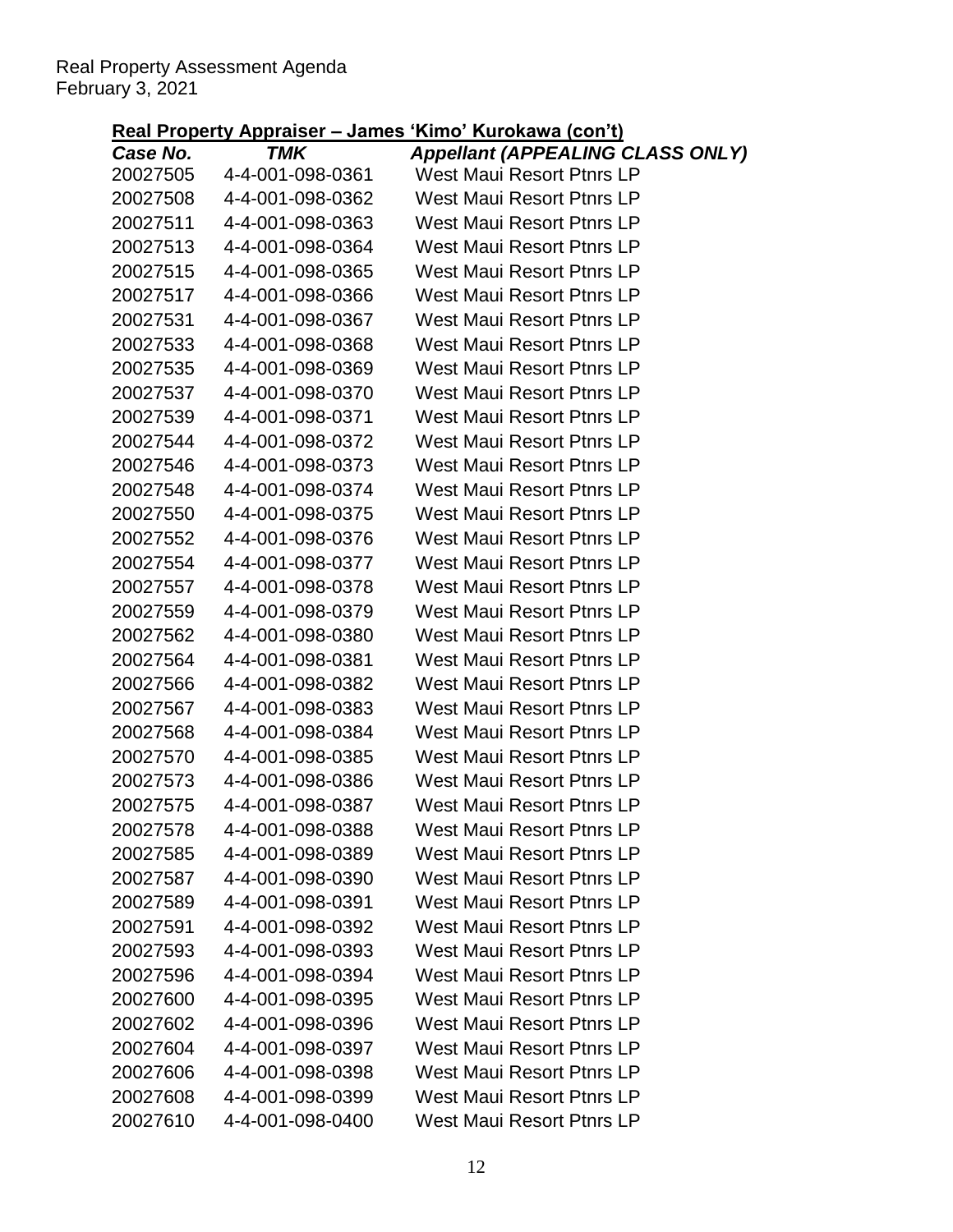Real Property Assessment Agenda
February 3, 2021

**Real Property Appraiser – James 'Kimo' Kurokawa (con't)**

| *Case No.* | *TMK* | *Appellant (APPEALING CLASS ONLY)* |
|---|---|---|
| 20027505 | 4-4-001-098-0361 | West Maui Resort Ptnrs LP |
| 20027508 | 4-4-001-098-0362 | West Maui Resort Ptnrs LP |
| 20027511 | 4-4-001-098-0363 | West Maui Resort Ptnrs LP |
| 20027513 | 4-4-001-098-0364 | West Maui Resort Ptnrs LP |
| 20027515 | 4-4-001-098-0365 | West Maui Resort Ptnrs LP |
| 20027517 | 4-4-001-098-0366 | West Maui Resort Ptnrs LP |
| 20027531 | 4-4-001-098-0367 | West Maui Resort Ptnrs LP |
| 20027533 | 4-4-001-098-0368 | West Maui Resort Ptnrs LP |
| 20027535 | 4-4-001-098-0369 | West Maui Resort Ptnrs LP |
| 20027537 | 4-4-001-098-0370 | West Maui Resort Ptnrs LP |
| 20027539 | 4-4-001-098-0371 | West Maui Resort Ptnrs LP |
| 20027544 | 4-4-001-098-0372 | West Maui Resort Ptnrs LP |
| 20027546 | 4-4-001-098-0373 | West Maui Resort Ptnrs LP |
| 20027548 | 4-4-001-098-0374 | West Maui Resort Ptnrs LP |
| 20027550 | 4-4-001-098-0375 | West Maui Resort Ptnrs LP |
| 20027552 | 4-4-001-098-0376 | West Maui Resort Ptnrs LP |
| 20027554 | 4-4-001-098-0377 | West Maui Resort Ptnrs LP |
| 20027557 | 4-4-001-098-0378 | West Maui Resort Ptnrs LP |
| 20027559 | 4-4-001-098-0379 | West Maui Resort Ptnrs LP |
| 20027562 | 4-4-001-098-0380 | West Maui Resort Ptnrs LP |
| 20027564 | 4-4-001-098-0381 | West Maui Resort Ptnrs LP |
| 20027566 | 4-4-001-098-0382 | West Maui Resort Ptnrs LP |
| 20027567 | 4-4-001-098-0383 | West Maui Resort Ptnrs LP |
| 20027568 | 4-4-001-098-0384 | West Maui Resort Ptnrs LP |
| 20027570 | 4-4-001-098-0385 | West Maui Resort Ptnrs LP |
| 20027573 | 4-4-001-098-0386 | West Maui Resort Ptnrs LP |
| 20027575 | 4-4-001-098-0387 | West Maui Resort Ptnrs LP |
| 20027578 | 4-4-001-098-0388 | West Maui Resort Ptnrs LP |
| 20027585 | 4-4-001-098-0389 | West Maui Resort Ptnrs LP |
| 20027587 | 4-4-001-098-0390 | West Maui Resort Ptnrs LP |
| 20027589 | 4-4-001-098-0391 | West Maui Resort Ptnrs LP |
| 20027591 | 4-4-001-098-0392 | West Maui Resort Ptnrs LP |
| 20027593 | 4-4-001-098-0393 | West Maui Resort Ptnrs LP |
| 20027596 | 4-4-001-098-0394 | West Maui Resort Ptnrs LP |
| 20027600 | 4-4-001-098-0395 | West Maui Resort Ptnrs LP |
| 20027602 | 4-4-001-098-0396 | West Maui Resort Ptnrs LP |
| 20027604 | 4-4-001-098-0397 | West Maui Resort Ptnrs LP |
| 20027606 | 4-4-001-098-0398 | West Maui Resort Ptnrs LP |
| 20027608 | 4-4-001-098-0399 | West Maui Resort Ptnrs LP |
| 20027610 | 4-4-001-098-0400 | West Maui Resort Ptnrs LP |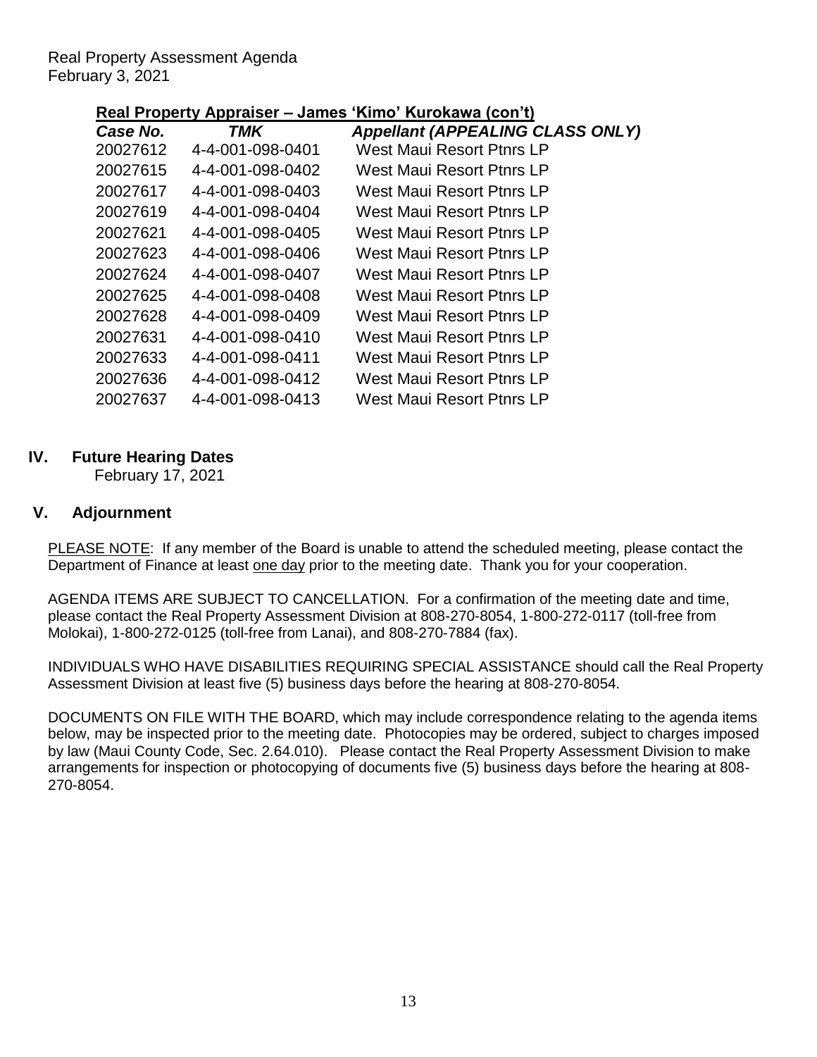Real Property Assessment Agenda
February 3, 2021

**<u>Real Property Appraiser – James 'Kimo' Kurokawa (con't)</u>**

| ***Case No.*** | ***TMK*** | ***Appellant (APPEALING CLASS ONLY)*** |
|---|---|---|
| 20027612 | 4-4-001-098-0401 | West Maui Resort Ptnrs LP |
| 20027615 | 4-4-001-098-0402 | West Maui Resort Ptnrs LP |
| 20027617 | 4-4-001-098-0403 | West Maui Resort Ptnrs LP |
| 20027619 | 4-4-001-098-0404 | West Maui Resort Ptnrs LP |
| 20027621 | 4-4-001-098-0405 | West Maui Resort Ptnrs LP |
| 20027623 | 4-4-001-098-0406 | West Maui Resort Ptnrs LP |
| 20027624 | 4-4-001-098-0407 | West Maui Resort Ptnrs LP |
| 20027625 | 4-4-001-098-0408 | West Maui Resort Ptnrs LP |
| 20027628 | 4-4-001-098-0409 | West Maui Resort Ptnrs LP |
| 20027631 | 4-4-001-098-0410 | West Maui Resort Ptnrs LP |
| 20027633 | 4-4-001-098-0411 | West Maui Resort Ptnrs LP |
| 20027636 | 4-4-001-098-0412 | West Maui Resort Ptnrs LP |
| 20027637 | 4-4-001-098-0413 | West Maui Resort Ptnrs LP |

## IV. Future Hearing Dates

February 17, 2021

## V. Adjournment

<u>PLEASE NOTE</u>: If any member of the Board is unable to attend the scheduled meeting, please contact the Department of Finance at least <u>one day</u> prior to the meeting date. Thank you for your cooperation.

AGENDA ITEMS ARE SUBJECT TO CANCELLATION. For a confirmation of the meeting date and time, please contact the Real Property Assessment Division at 808-270-8054, 1-800-272-0117 (toll-free from Molokai), 1-800-272-0125 (toll-free from Lanai), and 808-270-7884 (fax).

INDIVIDUALS WHO HAVE DISABILITIES REQUIRING SPECIAL ASSISTANCE should call the Real Property Assessment Division at least five (5) business days before the hearing at 808-270-8054.

DOCUMENTS ON FILE WITH THE BOARD, which may include correspondence relating to the agenda items below, may be inspected prior to the meeting date. Photocopies may be ordered, subject to charges imposed by law (Maui County Code, Sec. 2.64.010). Please contact the Real Property Assessment Division to make arrangements for inspection or photocopying of documents five (5) business days before the hearing at 808-270-8054.